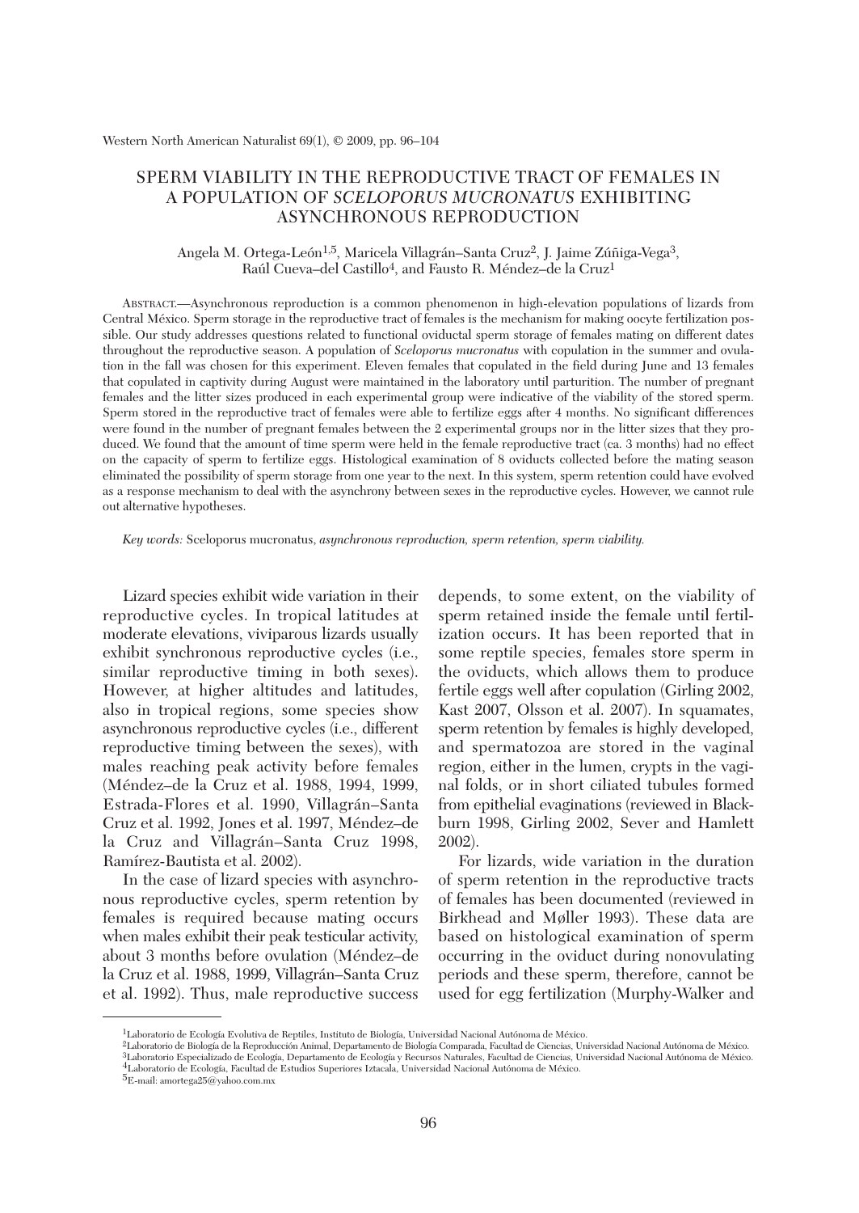# SPERM VIABILITY IN THE REPRODUCTIVE TRACT OF FEMALES IN A POPULATION OF *SCELOPORUS MUCRONATUS* EXHIBITING ASYNCHRONOUS REPRODUCTION

Angela M. Ortega-León[1,5], Maricela Villagrán–Santa Cruz[2], J. Jaime Zúñiga-Vega[3], Raúl Cueva–del Castillo[4], and Fausto R. Méndez–de la Cruz[1]

ABSTRACT.—Asynchronous reproduction is a common phenomenon in high-elevation populations of lizards from Central México. Sperm storage in the reproductive tract of females is the mechanism for making oocyte fertilization possible. Our study addresses questions related to functional oviductal sperm storage of females mating on different dates throughout the reproductive season. A population of *Sceloporus mucronatus* with copulation in the summer and ovulation in the fall was chosen for this experiment. Eleven females that copulated in the field during June and 13 females that copulated in captivity during August were maintained in the laboratory until parturition. The number of pregnant females and the litter sizes produced in each experimental group were indicative of the viability of the stored sperm. Sperm stored in the reproductive tract of females were able to fertilize eggs after 4 months. No significant differences were found in the number of pregnant females between the 2 experimental groups nor in the litter sizes that they produced. We found that the amount of time sperm were held in the female reproductive tract (ca. 3 months) had no effect on the capacity of sperm to fertilize eggs. Histological examination of 8 oviducts collected before the mating season eliminated the possibility of sperm storage from one year to the next. In this system, sperm retention could have evolved as a response mechanism to deal with the asynchrony between sexes in the reproductive cycles. However, we cannot rule out alternative hypotheses.

*Key words:* Sceloporus mucronatus, *asynchronous reproduction, sperm retention, sperm viability.*

Lizard species exhibit wide variation in their reproductive cycles. In tropical latitudes at moderate elevations, viviparous lizards usually exhibit synchronous reproductive cycles (i.e., similar reproductive timing in both sexes). However, at higher altitudes and latitudes, also in tropical regions, some species show asynchronous reproductive cycles (i.e., different reproductive timing between the sexes), with males reaching peak activity before females (Méndez–de la Cruz et al. 1988, 1994, 1999, Estrada-Flores et al. 1990, Villagrán–Santa Cruz et al. 1992, Jones et al. 1997, Méndez–de la Cruz and Villagrán–Santa Cruz 1998, Ramírez-Bautista et al. 2002).

In the case of lizard species with asynchronous reproductive cycles, sperm retention by females is required because mating occurs when males exhibit their peak testicular activity, about 3 months before ovulation (Méndez–de la Cruz et al. 1988, 1999, Villagrán–Santa Cruz et al. 1992). Thus, male reproductive success depends, to some extent, on the viability of sperm retained inside the female until fertilization occurs. It has been reported that in some reptile species, females store sperm in the oviducts, which allows them to produce fertile eggs well after copulation (Girling 2002, Kast 2007, Olsson et al. 2007). In squamates, sperm retention by females is highly developed, and spermatozoa are stored in the vaginal region, either in the lumen, crypts in the vaginal folds, or in short ciliated tubules formed from epithelial evaginations (reviewed in Blackburn 1998, Girling 2002, Sever and Hamlett 2002).

For lizards, wide variation in the duration of sperm retention in the reproductive tracts of females has been documented (reviewed in Birkhead and Møller 1993). These data are based on histological examination of sperm occurring in the oviduct during nonovulating periods and these sperm, therefore, cannot be used for egg fertilization (Murphy-Walker and

---

[1]Laboratorio de Ecología Evolutiva de Reptiles, Instituto de Biología, Universidad Nacional Autónoma de México.
[2]Laboratorio de Biología de la Reproducción Animal, Departamento de Biología Comparada, Facultad de Ciencias, Universidad Nacional Autónoma de México.
[3]Laboratorio Especializado de Ecología, Departamento de Ecología y Recursos Naturales, Facultad de Ciencias, Universidad Nacional Autónoma de México.
[4]Laboratorio de Ecología, Facultad de Estudios Superiores Iztacala, Universidad Nacional Autónoma de México.
[5]E-mail: amortega25@yahoo.com.mx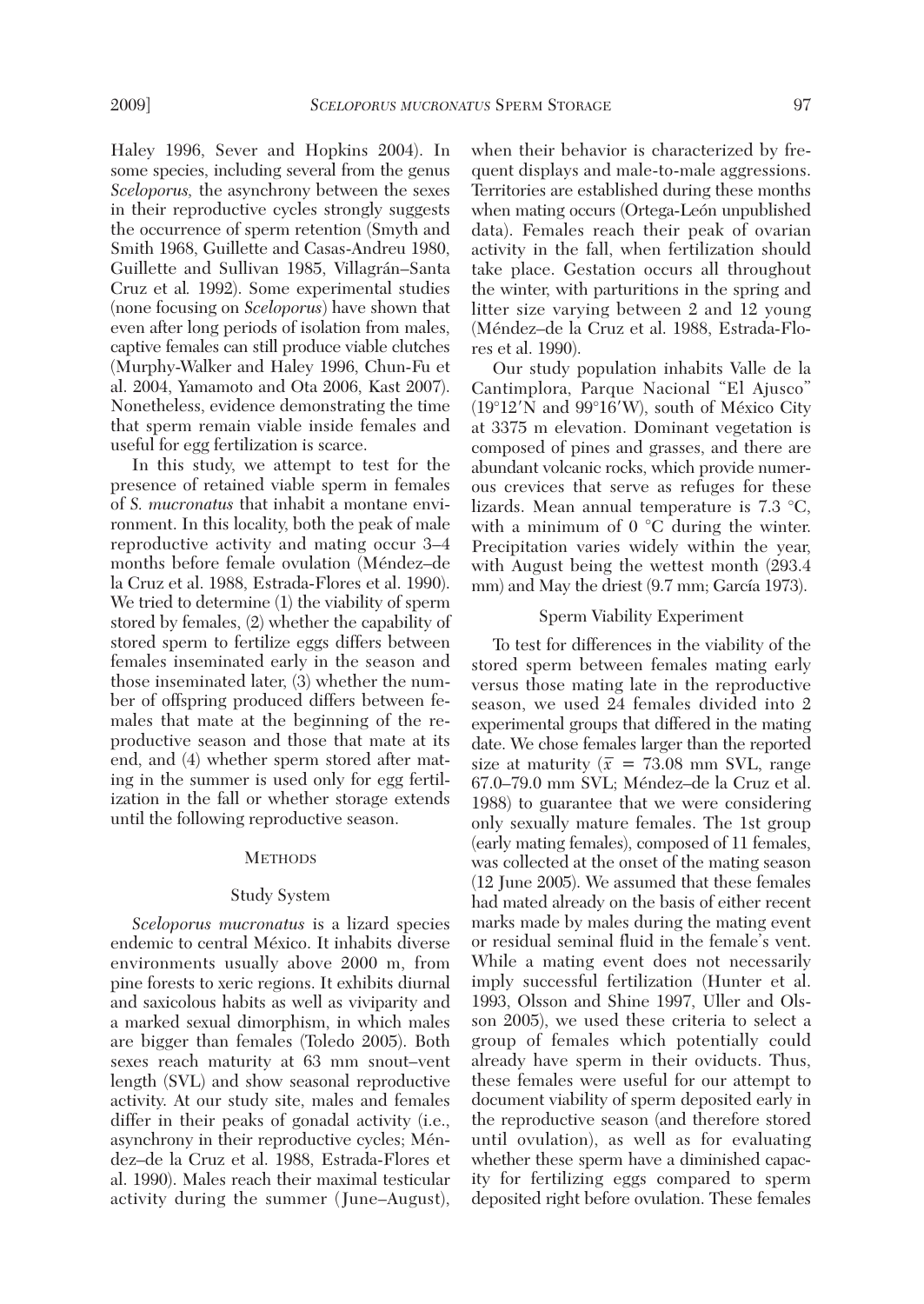Haley 1996, Sever and Hopkins 2004). In some species, including several from the genus *Sceloporus,* the asynchrony between the sexes in their reproductive cycles strongly suggests the occurrence of sperm retention (Smyth and Smith 1968, Guillette and Casas-Andreu 1980, Guillette and Sullivan 1985, Villagrán–Santa Cruz et al*.* 1992). Some experimental studies (none focusing on *Sceloporus*) have shown that even after long periods of isolation from males, captive females can still produce viable clutches (Murphy-Walker and Haley 1996, Chun-Fu et al. 2004, Yamamoto and Ota 2006, Kast 2007). Nonetheless, evidence demonstrating the time that sperm remain viable inside females and useful for egg fertilization is scarce.

In this study, we attempt to test for the presence of retained viable sperm in females of *S. mucronatus* that inhabit a montane environment. In this locality, both the peak of male reproductive activity and mating occur 3–4 months before female ovulation (Méndez–de la Cruz et al. 1988, Estrada-Flores et al. 1990). We tried to determine (1) the viability of sperm stored by females, (2) whether the capability of stored sperm to fertilize eggs differs between females inseminated early in the season and those inseminated later, (3) whether the number of offspring produced differs between females that mate at the beginning of the reproductive season and those that mate at its end, and (4) whether sperm stored after mating in the summer is used only for egg fertilization in the fall or whether storage extends until the following reproductive season.

## Methods

### Study System

*Sceloporus mucronatus* is a lizard species endemic to central México. It inhabits diverse environments usually above 2000 m, from pine forests to xeric regions. It exhibits diurnal and saxicolous habits as well as viviparity and a marked sexual dimorphism, in which males are bigger than females (Toledo 2005). Both sexes reach maturity at 63 mm snout–vent length (SVL) and show seasonal reproductive activity. At our study site, males and females differ in their peaks of gonadal activity (i.e., asynchrony in their reproductive cycles; Méndez–de la Cruz et al. 1988, Estrada-Flores et al. 1990). Males reach their maximal testicular activity during the summer (June–August), when their behavior is characterized by frequent displays and male-to-male aggressions. Territories are established during these months when mating occurs (Ortega-León unpublished data). Females reach their peak of ovarian activity in the fall, when fertilization should take place. Gestation occurs all throughout the winter, with parturitions in the spring and litter size varying between 2 and 12 young (Méndez–de la Cruz et al. 1988, Estrada-Flores et al. 1990).

Our study population inhabits Valle de la Cantimplora, Parque Nacional "El Ajusco" (19°12′N and 99°16′W), south of México City at 3375 m elevation. Dominant vegetation is composed of pines and grasses, and there are abundant volcanic rocks, which provide numerous crevices that serve as refuges for these lizards. Mean annual temperature is 7.3 °C, with a minimum of 0 °C during the winter. Precipitation varies widely within the year, with August being the wettest month (293.4 mm) and May the driest (9.7 mm; García 1973).

### Sperm Viability Experiment

To test for differences in the viability of the stored sperm between females mating early versus those mating late in the reproductive season, we used 24 females divided into 2 experimental groups that differed in the mating date. We chose females larger than the reported size at maturity ($\bar{x}$ = 73.08 mm SVL, range 67.0–79.0 mm SVL; Méndez–de la Cruz et al. 1988) to guarantee that we were considering only sexually mature females. The 1st group (early mating females), composed of 11 females, was collected at the onset of the mating season (12 June 2005). We assumed that these females had mated already on the basis of either recent marks made by males during the mating event or residual seminal fluid in the female's vent. While a mating event does not necessarily imply successful fertilization (Hunter et al. 1993, Olsson and Shine 1997, Uller and Olsson 2005), we used these criteria to select a group of females which potentially could already have sperm in their oviducts. Thus, these females were useful for our attempt to document viability of sperm deposited early in the reproductive season (and therefore stored until ovulation), as well as for evaluating whether these sperm have a diminished capacity for fertilizing eggs compared to sperm deposited right before ovulation. These females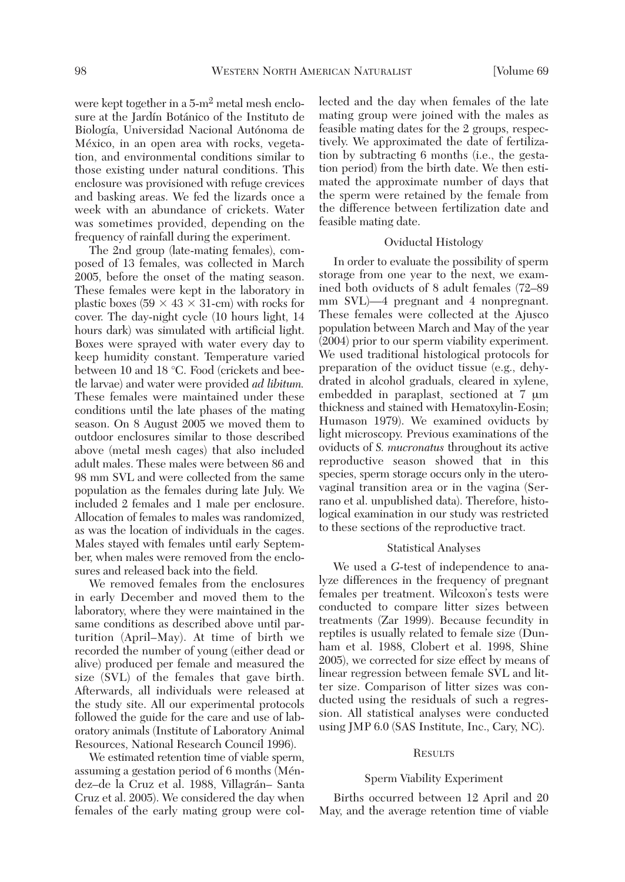were kept together in a 5-m$^2$ metal mesh enclosure at the Jardín Botánico of the Instituto de Biología, Universidad Nacional Autónoma de México, in an open area with rocks, vegetation, and environmental conditions similar to those existing under natural conditions. This enclosure was provisioned with refuge crevices and basking areas. We fed the lizards once a week with an abundance of crickets. Water was sometimes provided, depending on the frequency of rainfall during the experiment.

The 2nd group (late-mating females), composed of 13 females, was collected in March 2005, before the onset of the mating season. These females were kept in the laboratory in plastic boxes ($59 \times 43 \times 31$-cm) with rocks for cover. The day-night cycle (10 hours light, 14 hours dark) was simulated with artificial light. Boxes were sprayed with water every day to keep humidity constant. Temperature varied between 10 and 18 °C. Food (crickets and beetle larvae) and water were provided *ad libitum.* These females were maintained under these conditions until the late phases of the mating season. On 8 August 2005 we moved them to outdoor enclosures similar to those described above (metal mesh cages) that also included adult males. These males were between 86 and 98 mm SVL and were collected from the same population as the females during late July. We included 2 females and 1 male per enclosure. Allocation of females to males was randomized, as was the location of individuals in the cages. Males stayed with females until early September, when males were removed from the enclosures and released back into the field.

We removed females from the enclosures in early December and moved them to the laboratory, where they were maintained in the same conditions as described above until parturition (April–May). At time of birth we recorded the number of young (either dead or alive) produced per female and measured the size (SVL) of the females that gave birth. Afterwards, all individuals were released at the study site. All our experimental protocols followed the guide for the care and use of laboratory animals (Institute of Laboratory Animal Resources, National Research Council 1996).

We estimated retention time of viable sperm, assuming a gestation period of 6 months (Méndez–de la Cruz et al. 1988, Villagrán– Santa Cruz et al. 2005). We considered the day when females of the early mating group were collected and the day when females of the late mating group were joined with the males as feasible mating dates for the 2 groups, respectively. We approximated the date of fertilization by subtracting 6 months (i.e., the gestation period) from the birth date. We then estimated the approximate number of days that the sperm were retained by the female from the difference between fertilization date and feasible mating date.

### Oviductal Histology

In order to evaluate the possibility of sperm storage from one year to the next, we examined both oviducts of 8 adult females (72–89 mm SVL)—4 pregnant and 4 nonpregnant. These females were collected at the Ajusco population between March and May of the year (2004) prior to our sperm viability experiment. We used traditional histological protocols for preparation of the oviduct tissue (e.g., dehydrated in alcohol graduals, cleared in xylene, embedded in paraplast, sectioned at 7 µm thickness and stained with Hematoxylin-Eosin; Humason 1979). We examined oviducts by light microscopy. Previous examinations of the oviducts of *S. mucronatus* throughout its active reproductive season showed that in this species, sperm storage occurs only in the uterovaginal transition area or in the vagina (Serrano et al. unpublished data). Therefore, histological examination in our study was restricted to these sections of the reproductive tract.

### Statistical Analyses

We used a *G*-test of independence to analyze differences in the frequency of pregnant females per treatment. Wilcoxon's tests were conducted to compare litter sizes between treatments (Zar 1999). Because fecundity in reptiles is usually related to female size (Dunham et al. 1988, Clobert et al. 1998, Shine 2005), we corrected for size effect by means of linear regression between female SVL and litter size. Comparison of litter sizes was conducted using the residuals of such a regression. All statistical analyses were conducted using JMP 6.0 (SAS Institute, Inc., Cary, NC).

## Results

### Sperm Viability Experiment

Births occurred between 12 April and 20 May, and the average retention time of viable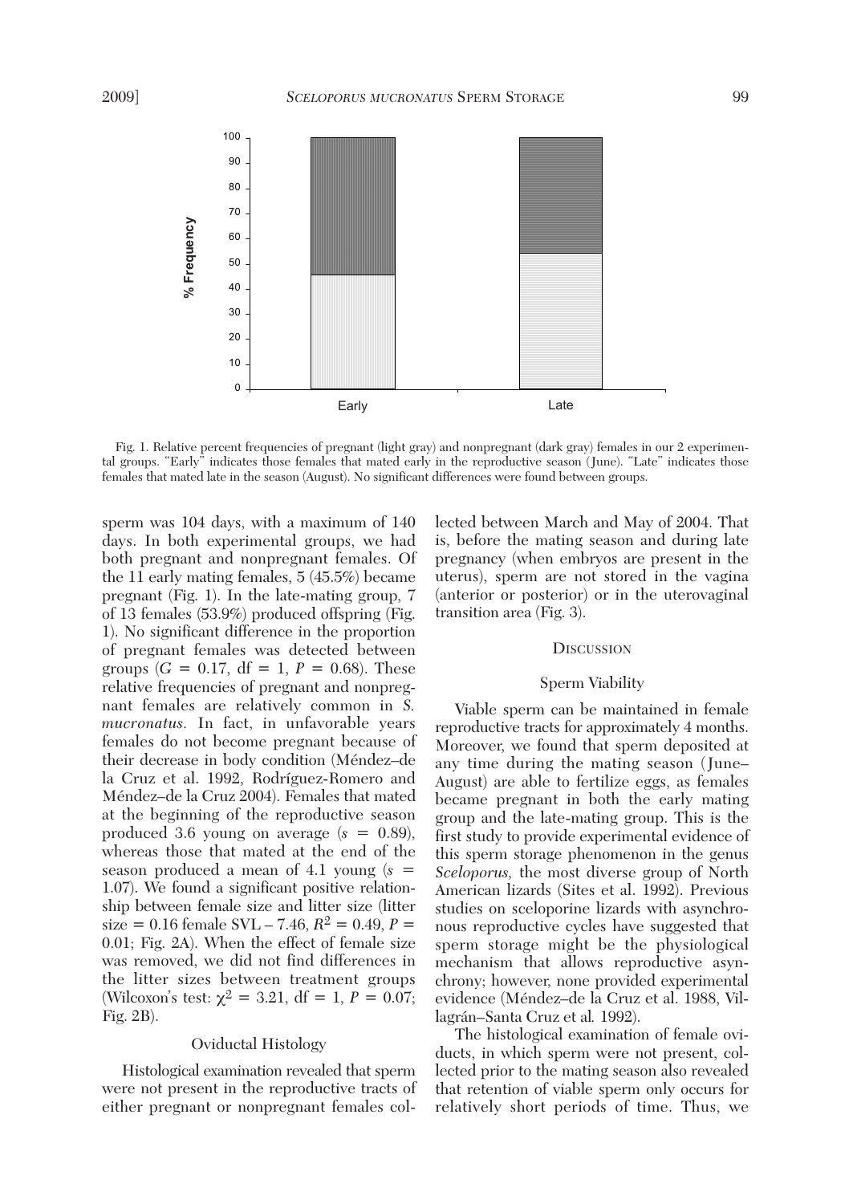100
90
80
70
60
50
40
30
20
10
0

% Frequency

Early

Late

Fig. 1. Relative percent frequencies of pregnant (light gray) and nonpregnant (dark gray) females in our 2 experimental groups. "Early" indicates those females that mated early in the reproductive season (June). "Late" indicates those females that mated late in the season (August). No significant differences were found between groups.

sperm was 104 days, with a maximum of 140 days. In both experimental groups, we had both pregnant and nonpregnant females. Of the 11 early mating females, 5 (45.5%) became pregnant (Fig. 1). In the late-mating group, 7 of 13 females (53.9%) produced offspring (Fig. 1). No significant difference in the proportion of pregnant females was detected between groups ($G = 0.17$, df = 1, $P = 0.68$). These relative frequencies of pregnant and nonpregnant females are relatively common in *S. mucronatus.* In fact, in unfavorable years females do not become pregnant because of their decrease in body condition (Méndez–de la Cruz et al. 1992, Rodríguez-Romero and Méndez–de la Cruz 2004). Females that mated at the beginning of the reproductive season produced 3.6 young on average ($s = 0.89$), whereas those that mated at the end of the season produced a mean of 4.1 young ($s = 1.07$). We found a significant positive relationship between female size and litter size (litter size = 0.16 female SVL – 7.46, $R^2 = 0.49$, $P = 0.01$; Fig. 2A). When the effect of female size was removed, we did not find differences in the litter sizes between treatment groups (Wilcoxon's test: $\chi^2 = 3.21$, df = 1, $P = 0.07$; Fig. 2B).

### Oviductal Histology

Histological examination revealed that sperm were not present in the reproductive tracts of either pregnant or nonpregnant females collected between March and May of 2004. That is, before the mating season and during late pregnancy (when embryos are present in the uterus), sperm are not stored in the vagina (anterior or posterior) or in the uterovaginal transition area (Fig. 3).

## Discussion

### Sperm Viability

Viable sperm can be maintained in female reproductive tracts for approximately 4 months. Moreover, we found that sperm deposited at any time during the mating season (June–August) are able to fertilize eggs, as females became pregnant in both the early mating group and the late-mating group. This is the first study to provide experimental evidence of this sperm storage phenomenon in the genus *Sceloporus*, the most diverse group of North American lizards (Sites et al. 1992). Previous studies on sceloporine lizards with asynchronous reproductive cycles have suggested that sperm storage might be the physiological mechanism that allows reproductive asynchrony; however, none provided experimental evidence (Méndez–de la Cruz et al. 1988, Villagrán–Santa Cruz et al*.* 1992).

The histological examination of female oviducts, in which sperm were not present, collected prior to the mating season also revealed that retention of viable sperm only occurs for relatively short periods of time. Thus, we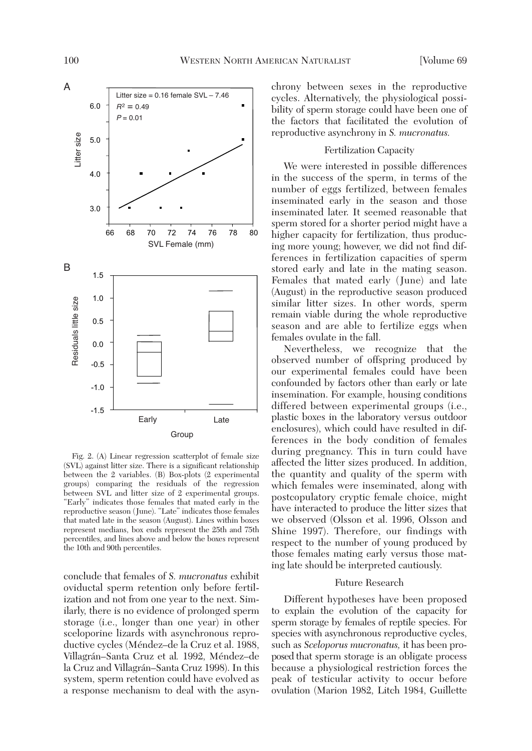A

Litter size = 0.16 female SVL – 7.46

$R^2$ = 0.49

$P$ = 0.01

Litter size

6.0

5.0

4.0

3.0

66 68 70 72 74 76 78 80

SVL Female (mm)

B

Residuals little size

1.5

1.0

0.5

0.0

-0.5

-1.0

-1.5

Early Late

Group

Fig. 2. (A) Linear regression scatterplot of female size (SVL) against litter size. There is a significant relationship between the 2 variables. (B) Box-plots (2 experimental groups) comparing the residuals of the regression between SVL and litter size of 2 experimental groups. "Early" indicates those females that mated early in the reproductive season (June). "Late" indicates those females that mated late in the season (August). Lines within boxes represent medians, box ends represent the 25th and 75th percentiles, and lines above and below the boxes represent the 10th and 90th percentiles.

conclude that females of *S. mucronatus* exhibit oviductal sperm retention only before fertilization and not from one year to the next. Similarly, there is no evidence of prolonged sperm storage (i.e., longer than one year) in other sceloporine lizards with asynchronous reproductive cycles (Méndez–de la Cruz et al. 1988, Villagrán–Santa Cruz et al*.* 1992, Méndez–de la Cruz and Villagrán–Santa Cruz 1998). In this system, sperm retention could have evolved as a response mechanism to deal with the asynchrony between sexes in the reproductive cycles. Alternatively, the physiological possibility of sperm storage could have been one of the factors that facilitated the evolution of reproductive asynchrony in *S. mucronatus.*

### Fertilization Capacity

We were interested in possible differences in the success of the sperm, in terms of the number of eggs fertilized, between females inseminated early in the season and those inseminated later. It seemed reasonable that sperm stored for a shorter period might have a higher capacity for fertilization, thus producing more young; however, we did not find differences in fertilization capacities of sperm stored early and late in the mating season. Females that mated early (June) and late (August) in the reproductive season produced similar litter sizes. In other words, sperm remain viable during the whole reproductive season and are able to fertilize eggs when females ovulate in the fall.

Nevertheless, we recognize that the observed number of offspring produced by our experimental females could have been confounded by factors other than early or late insemination. For example, housing conditions differed between experimental groups (i.e., plastic boxes in the laboratory versus outdoor enclosures), which could have resulted in differences in the body condition of females during pregnancy. This in turn could have affected the litter sizes produced. In addition, the quantity and quality of the sperm with which females were inseminated, along with postcopulatory cryptic female choice, might have interacted to produce the litter sizes that we observed (Olsson et al. 1996, Olsson and Shine 1997). Therefore, our findings with respect to the number of young produced by those females mating early versus those mating late should be interpreted cautiously.

### Future Research

Different hypotheses have been proposed to explain the evolution of the capacity for sperm storage by females of reptile species. For species with asynchronous reproductive cycles, such as *Sceloporus mucronatus,* it has been proposed that sperm storage is an obligate process because a physiological restriction forces the peak of testicular activity to occur before ovulation (Marion 1982, Litch 1984, Guillette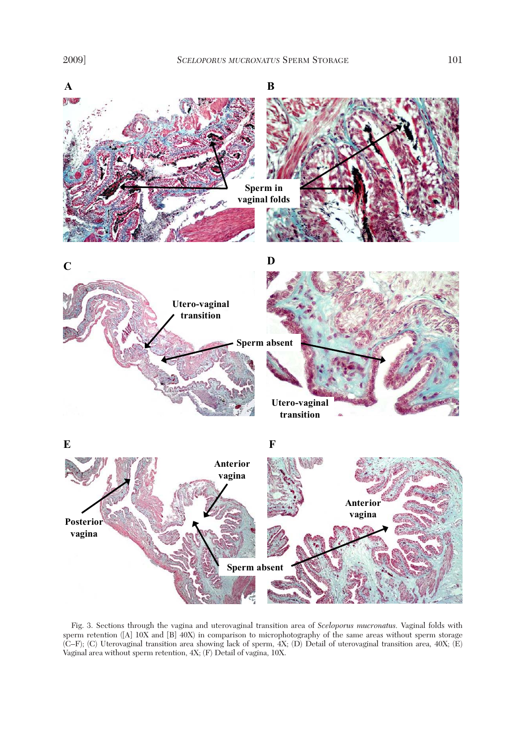A

B

Sperm in vaginal folds

C

D

Utero-vaginal transition

Sperm absent

Utero-vaginal transition

E

F

Anterior vagina

Posterior vagina

Anterior vagina

Sperm absent

Fig. 3. Sections through the vagina and uterovaginal transition area of *Sceloporus mucronatus*. Vaginal folds with sperm retention ([A] 10X and [B] 40X) in comparison to microphotography of the same areas without sperm storage (C–F); (C) Uterovaginal transition area showing lack of sperm, 4X; (D) Detail of uterovaginal transition area, 40X; (E) Vaginal area without sperm retention, 4X; (F) Detail of vagina, 10X.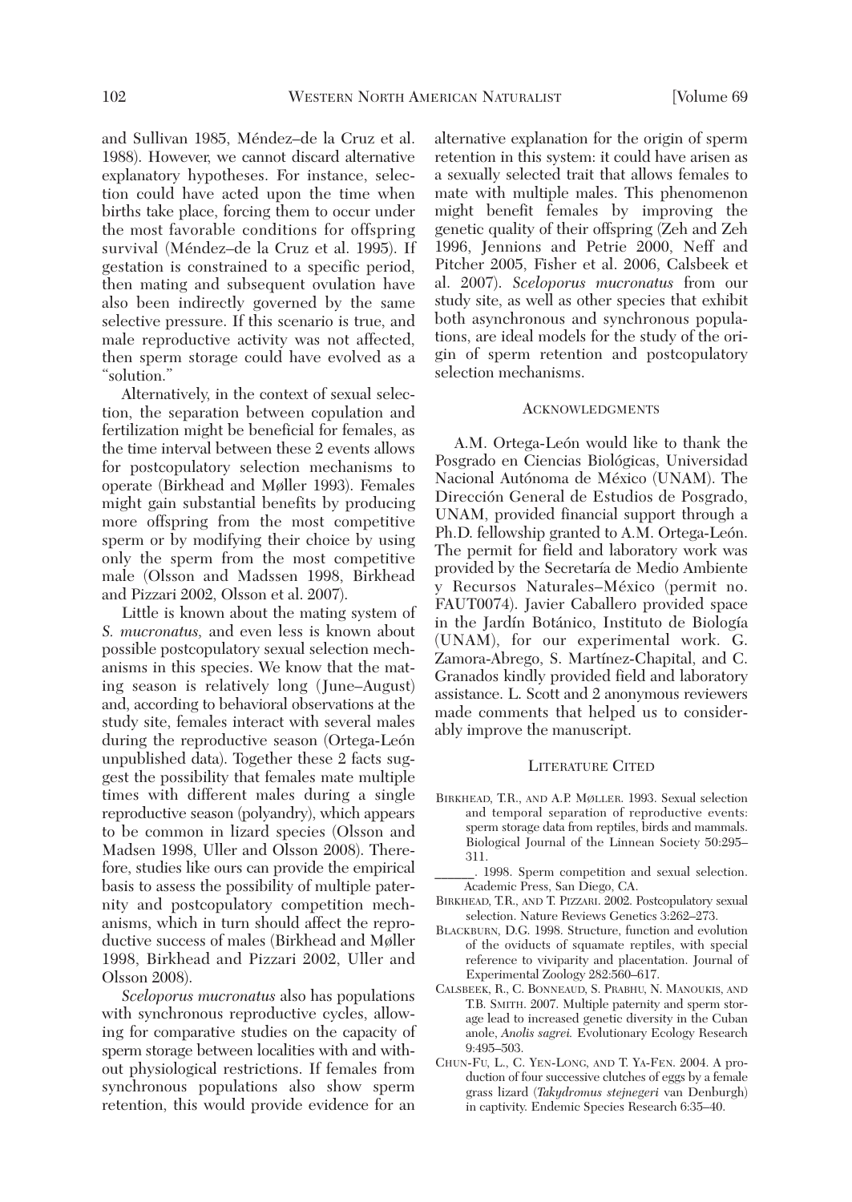and Sullivan 1985, Méndez–de la Cruz et al. 1988). However, we cannot discard alternative explanatory hypotheses. For instance, selection could have acted upon the time when births take place, forcing them to occur under the most favorable conditions for offspring survival (Méndez–de la Cruz et al. 1995). If gestation is constrained to a specific period, then mating and subsequent ovulation have also been indirectly governed by the same selective pressure. If this scenario is true, and male reproductive activity was not affected, then sperm storage could have evolved as a "solution."

Alternatively, in the context of sexual selection, the separation between copulation and fertilization might be beneficial for females, as the time interval between these 2 events allows for postcopulatory selection mechanisms to operate (Birkhead and Møller 1993). Females might gain substantial benefits by producing more offspring from the most competitive sperm or by modifying their choice by using only the sperm from the most competitive male (Olsson and Madssen 1998, Birkhead and Pizzari 2002, Olsson et al. 2007).

Little is known about the mating system of *S. mucronatus*, and even less is known about possible postcopulatory sexual selection mechanisms in this species. We know that the mating season is relatively long (June–August) and, according to behavioral observations at the study site, females interact with several males during the reproductive season (Ortega-León unpublished data). Together these 2 facts suggest the possibility that females mate multiple times with different males during a single reproductive season (polyandry), which appears to be common in lizard species (Olsson and Madsen 1998, Uller and Olsson 2008). Therefore, studies like ours can provide the empirical basis to assess the possibility of multiple paternity and postcopulatory competition mechanisms, which in turn should affect the reproductive success of males (Birkhead and Møller 1998, Birkhead and Pizzari 2002, Uller and Olsson 2008).

*Sceloporus mucronatus* also has populations with synchronous reproductive cycles, allowing for comparative studies on the capacity of sperm storage between localities with and without physiological restrictions. If females from synchronous populations also show sperm retention, this would provide evidence for an alternative explanation for the origin of sperm retention in this system: it could have arisen as a sexually selected trait that allows females to mate with multiple males. This phenomenon might benefit females by improving the genetic quality of their offspring (Zeh and Zeh 1996, Jennions and Petrie 2000, Neff and Pitcher 2005, Fisher et al. 2006, Calsbeek et al. 2007). *Sceloporus mucronatus* from our study site, as well as other species that exhibit both asynchronous and synchronous populations, are ideal models for the study of the origin of sperm retention and postcopulatory selection mechanisms.

## Acknowledgments

A.M. Ortega-León would like to thank the Posgrado en Ciencias Biológicas, Universidad Nacional Autónoma de México (UNAM). The Dirección General de Estudios de Posgrado, UNAM, provided financial support through a Ph.D. fellowship granted to A.M. Ortega-León. The permit for field and laboratory work was provided by the Secretaría de Medio Ambiente y Recursos Naturales–México (permit no. FAUT0074). Javier Caballero provided space in the Jardín Botánico, Instituto de Biología (UNAM), for our experimental work. G. Zamora-Abrego, S. Martínez-Chapital, and C. Granados kindly provided field and laboratory assistance. L. Scott and 2 anonymous reviewers made comments that helped us to considerably improve the manuscript.

## Literature Cited

Birkhead, T.R., and A.P. Møller. 1993. Sexual selection and temporal separation of reproductive events: sperm storage data from reptiles, birds and mammals. Biological Journal of the Linnean Society 50:295–311.

______. 1998. Sperm competition and sexual selection. Academic Press, San Diego, CA.

Birkhead, T.R., and T. Pizzari. 2002. Postcopulatory sexual selection. Nature Reviews Genetics 3:262–273.

Blackburn, D.G. 1998. Structure, function and evolution of the oviducts of squamate reptiles, with special reference to viviparity and placentation. Journal of Experimental Zoology 282:560–617.

Calsbeek, R., C. Bonneaud, S. Prabhu, N. Manoukis, and T.B. Smith. 2007. Multiple paternity and sperm storage lead to increased genetic diversity in the Cuban anole, *Anolis sagrei.* Evolutionary Ecology Research 9:495–503.

Chun-Fu, L., C. Yen-Long, and T. Ya-Fen. 2004. A production of four successive clutches of eggs by a female grass lizard (*Takydromus stejnegeri* van Denburgh) in captivity. Endemic Species Research 6:35–40.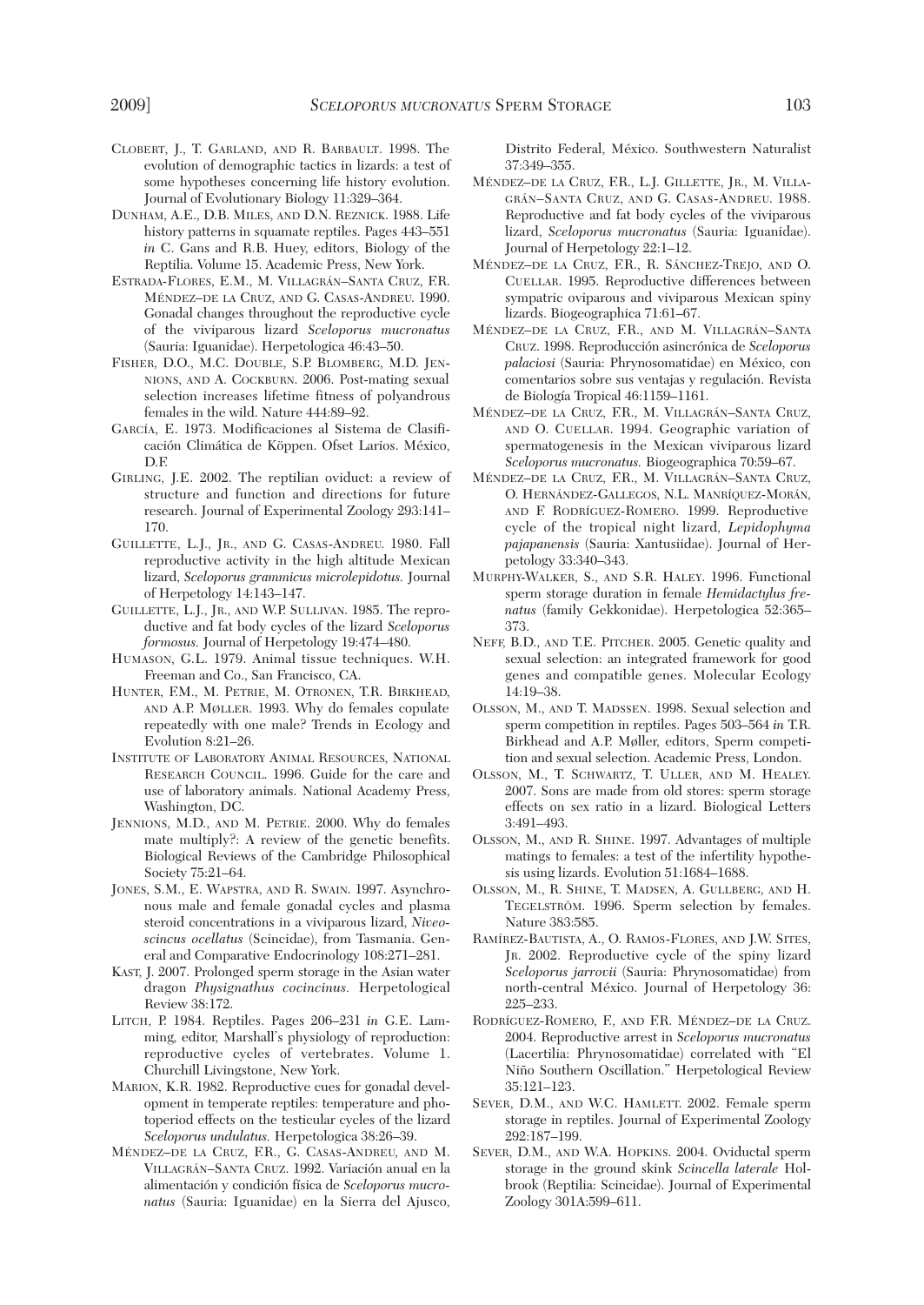Clobert, J., T. Garland, and R. Barbault. 1998. The evolution of demographic tactics in lizards: a test of some hypotheses concerning life history evolution. Journal of Evolutionary Biology 11:329–364.

Dunham, A.E., D.B. Miles, and D.N. Reznick. 1988. Life history patterns in squamate reptiles. Pages 443–551 *in* C. Gans and R.B. Huey, editors, Biology of the Reptilia. Volume 15. Academic Press, New York.

Estrada-Flores, E.M., M. Villagrán–Santa Cruz, F.R. Méndez–de la Cruz, and G. Casas-Andreu. 1990. Gonadal changes throughout the reproductive cycle of the viviparous lizard *Sceloporus mucronatus* (Sauria: Iguanidae). Herpetologica 46:43–50.

Fisher, D.O., M.C. Double, S.P. Blomberg, M.D. Jennions, and A. Cockburn. 2006. Post-mating sexual selection increases lifetime fitness of polyandrous females in the wild. Nature 444:89–92.

García, E. 1973. Modificaciones al Sistema de Clasificación Climática de Köppen. Ofset Larios. México, D.F.

Girling, J.E. 2002. The reptilian oviduct: a review of structure and function and directions for future research. Journal of Experimental Zoology 293:141–170.

Guillette, L.J., Jr., and G. Casas-Andreu. 1980. Fall reproductive activity in the high altitude Mexican lizard, *Sceloporus grammicus microlepidotus.* Journal of Herpetology 14:143–147.

Guillette, L.J., Jr., and W.P. Sullivan. 1985. The reproductive and fat body cycles of the lizard *Sceloporus formosus.* Journal of Herpetology 19:474–480.

Humason, G.L. 1979. Animal tissue techniques. W.H. Freeman and Co., San Francisco, CA.

Hunter, F.M., M. Petrie, M. Otronen, T.R. Birkhead, and A.P. Møller. 1993. Why do females copulate repeatedly with one male? Trends in Ecology and Evolution 8:21–26.

Institute of Laboratory Animal Resources, National Research Council. 1996. Guide for the care and use of laboratory animals. National Academy Press, Washington, DC.

Jennions, M.D., and M. Petrie. 2000. Why do females mate multiply?: A review of the genetic benefits. Biological Reviews of the Cambridge Philosophical Society 75:21–64.

Jones, S.M., E. Wapstra, and R. Swain. 1997. Asynchronous male and female gonadal cycles and plasma steroid concentrations in a viviparous lizard, *Niveoscincus ocellatus* (Scincidae), from Tasmania. General and Comparative Endocrinology 108:271–281.

Kast, J. 2007. Prolonged sperm storage in the Asian water dragon *Physignathus cocincinus.* Herpetological Review 38:172.

Litch, P. 1984. Reptiles. Pages 206–231 *in* G.E. Lamming, editor, Marshall's physiology of reproduction: reproductive cycles of vertebrates. Volume 1. Churchill Livingstone, New York.

Marion, K.R. 1982. Reproductive cues for gonadal development in temperate reptiles: temperature and photoperiod effects on the testicular cycles of the lizard *Sceloporus undulatus.* Herpetologica 38:26–39.

Méndez–de la Cruz, F.R., G. Casas-Andreu, and M. Villagrán–Santa Cruz. 1992. Variación anual en la alimentación y condición física de *Sceloporus mucronatus* (Sauria: Iguanidae) en la Sierra del Ajusco, Distrito Federal, México. Southwestern Naturalist 37:349–355.

Méndez–de la Cruz, F.R., L.J. Gillette, Jr., M. Villagrán–Santa Cruz, and G. Casas-Andreu. 1988. Reproductive and fat body cycles of the viviparous lizard, *Sceloporus mucronatus* (Sauria: Iguanidae). Journal of Herpetology 22:1–12.

Méndez–de la Cruz, F.R., R. Sánchez-Trejo, and O. Cuellar. 1995. Reproductive differences between sympatric oviparous and viviparous Mexican spiny lizards. Biogeographica 71:61–67.

Méndez–de la Cruz, F.R., and M. Villagrán–Santa Cruz. 1998. Reproducción asincrónica de *Sceloporus palaciosi* (Sauria: Phrynosomatidae) en México, con comentarios sobre sus ventajas y regulación. Revista de Biología Tropical 46:1159–1161.

Méndez–de la Cruz, F.R., M. Villagrán–Santa Cruz, and O. Cuellar. 1994. Geographic variation of spermatogenesis in the Mexican viviparous lizard *Sceloporus mucronatus.* Biogeographica 70:59–67.

Méndez–de la Cruz, F.R., M. Villagrán–Santa Cruz, O. Hernández-Gallegos, N.L. Manríquez-Morán, and F. Rodríguez-Romero. 1999. Reproductive cycle of the tropical night lizard, *Lepidophyma pajapanensis* (Sauria: Xantusiidae). Journal of Herpetology 33:340–343.

Murphy-Walker, S., and S.R. Haley. 1996. Functional sperm storage duration in female *Hemidactylus frenatus* (family Gekkonidae). Herpetologica 52:365–373.

Neff, B.D., and T.E. Pitcher. 2005. Genetic quality and sexual selection: an integrated framework for good genes and compatible genes. Molecular Ecology 14:19–38.

Olsson, M., and T. Madssen. 1998. Sexual selection and sperm competition in reptiles. Pages 503–564 *in* T.R. Birkhead and A.P. Møller, editors, Sperm competition and sexual selection. Academic Press, London.

Olsson, M., T. Schwartz, T. Uller, and M. Healey. 2007. Sons are made from old stores: sperm storage effects on sex ratio in a lizard. Biological Letters 3:491–493.

Olsson, M., and R. Shine. 1997. Advantages of multiple matings to females: a test of the infertility hypothesis using lizards. Evolution 51:1684–1688.

Olsson, M., R. Shine, T. Madsen, A. Gullberg, and H. Tegelström. 1996. Sperm selection by females. Nature 383:585.

Ramírez-Bautista, A., O. Ramos-Flores, and J.W. Sites, Jr. 2002. Reproductive cycle of the spiny lizard *Sceloporus jarrovii* (Sauria: Phrynosomatidae) from north-central México. Journal of Herpetology 36: 225–233.

Rodríguez-Romero, F., and F.R. Méndez–de la Cruz. 2004. Reproductive arrest in *Sceloporus mucronatus* (Lacertilia: Phrynosomatidae) correlated with "El Niño Southern Oscillation." Herpetological Review 35:121–123.

Sever, D.M., and W.C. Hamlett. 2002. Female sperm storage in reptiles. Journal of Experimental Zoology 292:187–199.

Sever, D.M., and W.A. Hopkins. 2004. Oviductal sperm storage in the ground skink *Scincella laterale* Holbrook (Reptilia: Scincidae). Journal of Experimental Zoology 301A:599–611.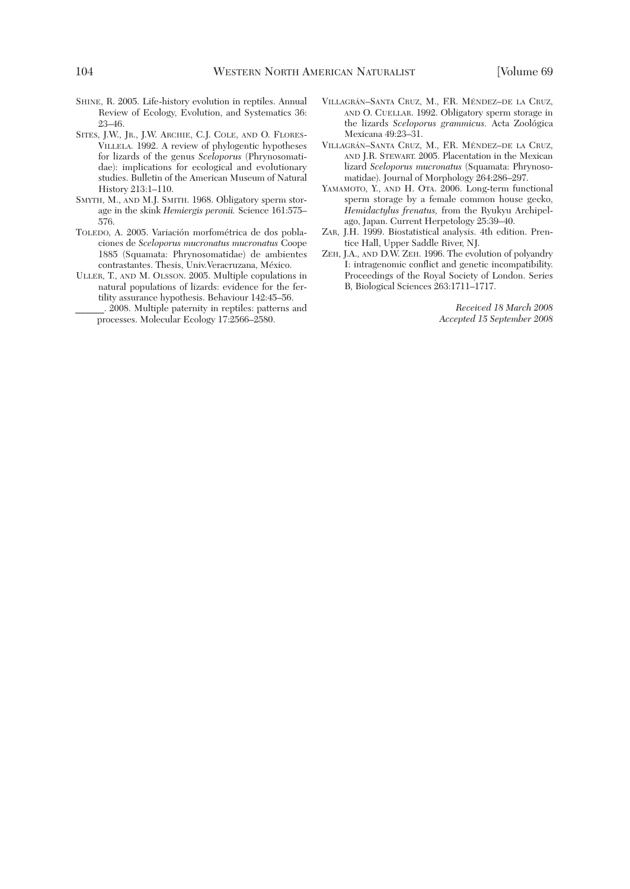SHINE, R. 2005. Life-history evolution in reptiles. Annual Review of Ecology, Evolution, and Systematics 36: 23–46.

SITES, J.W., JR., J.W. ARCHIE, C.J. COLE, AND O. FLORES-VILLELA. 1992. A review of phylogentic hypotheses for lizards of the genus *Sceloporus* (Phrynosomatidae): implications for ecological and evolutionary studies. Bulletin of the American Museum of Natural History 213:1–110.

SMYTH, M., AND M.J. SMITH. 1968. Obligatory sperm storage in the skink *Hemiergis peronii.* Science 161:575–576.

TOLEDO, A. 2005. Variación morfométrica de dos poblaciones de *Sceloporus mucronatus mucronatus* Coope 1885 (Squamata: Phrynosomatidae) de ambientes contrastantes. Thesis, Univ.Veracruzana, México.

ULLER, T., AND M. OLSSON. 2005. Multiple copulations in natural populations of lizards: evidence for the fertility assurance hypothesis. Behaviour 142:45–56.

\_\_\_\_\_\_. 2008. Multiple paternity in reptiles: patterns and processes. Molecular Ecology 17:2566–2580.

VILLAGRÁN–SANTA CRUZ, M., F.R. MÉNDEZ–DE LA CRUZ, AND O. CUELLAR. 1992. Obligatory sperm storage in the lizards *Sceloporus grammicus.* Acta Zoológica Mexicana 49:23–31.

VILLAGRÁN–SANTA CRUZ, M., F.R. MÉNDEZ–DE LA CRUZ, AND J.R. STEWART. 2005. Placentation in the Mexican lizard *Sceloporus mucronatus* (Squamata: Phrynosomatidae). Journal of Morphology 264:286–297.

YAMAMOTO, Y., AND H. OTA. 2006. Long-term functional sperm storage by a female common house gecko, *Hemidactylus frenatus,* from the Ryukyu Archipelago, Japan. Current Herpetology 25:39–40.

ZAR, J.H. 1999. Biostatistical analysis. 4th edition. Prentice Hall, Upper Saddle River, NJ.

ZEH, J.A., AND D.W. ZEH. 1996. The evolution of polyandry I: intragenomic conflict and genetic incompatibility. Proceedings of the Royal Society of London. Series B, Biological Sciences 263:1711–1717.

*Received 18 March 2008*
*Accepted 15 September 2008*